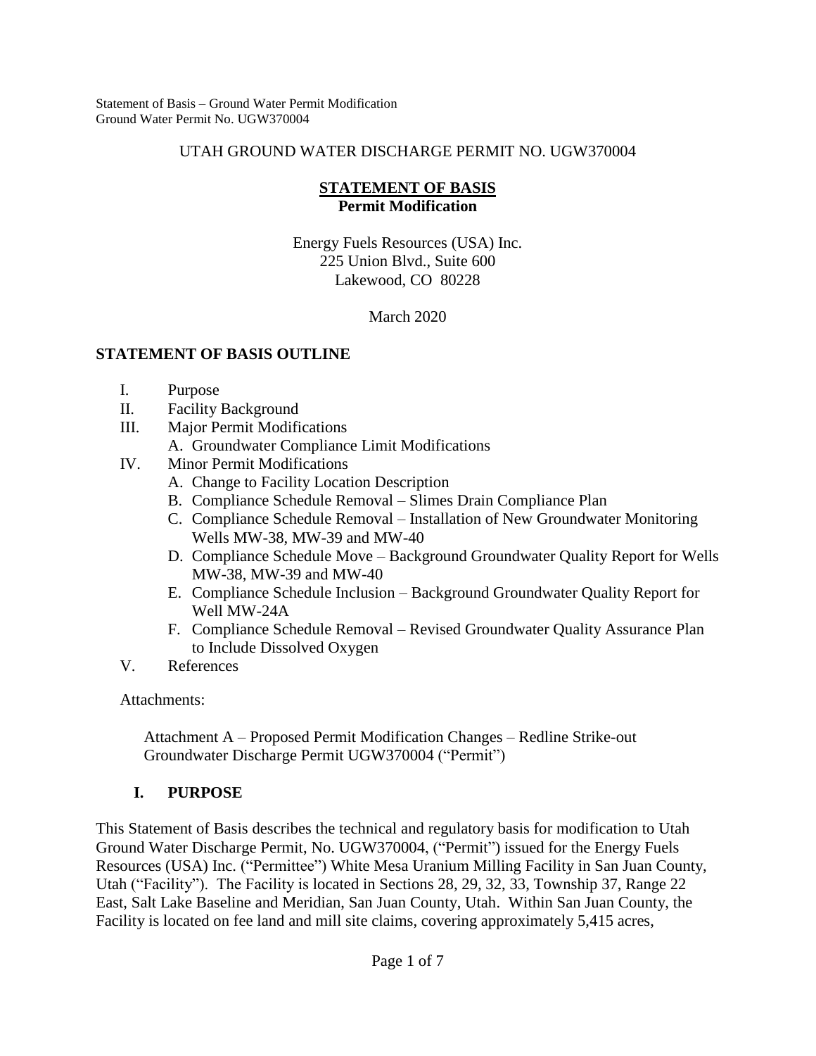# UTAH GROUND WATER DISCHARGE PERMIT NO. UGW370004

## **STATEMENT OF BASIS**
### **Permit Modification**

Energy Fuels Resources (USA) Inc.
225 Union Blvd., Suite 600
Lakewood, CO 80228

March 2020

## **STATEMENT OF BASIS OUTLINE**

- I. Purpose
- II. Facility Background
- III. Major Permit Modifications
  - A. Groundwater Compliance Limit Modifications
- IV. Minor Permit Modifications
  - A. Change to Facility Location Description
  - B. Compliance Schedule Removal – Slimes Drain Compliance Plan
  - C. Compliance Schedule Removal – Installation of New Groundwater Monitoring Wells MW-38, MW-39 and MW-40
  - D. Compliance Schedule Move – Background Groundwater Quality Report for Wells MW-38, MW-39 and MW-40
  - E. Compliance Schedule Inclusion – Background Groundwater Quality Report for Well MW-24A
  - F. Compliance Schedule Removal – Revised Groundwater Quality Assurance Plan to Include Dissolved Oxygen
- V. References

Attachments:

Attachment A – Proposed Permit Modification Changes – Redline Strike-out Groundwater Discharge Permit UGW370004 ("Permit")

## **I. PURPOSE**

This Statement of Basis describes the technical and regulatory basis for modification to Utah Ground Water Discharge Permit, No. UGW370004, ("Permit") issued for the Energy Fuels Resources (USA) Inc. ("Permittee") White Mesa Uranium Milling Facility in San Juan County, Utah ("Facility"). The Facility is located in Sections 28, 29, 32, 33, Township 37, Range 22 East, Salt Lake Baseline and Meridian, San Juan County, Utah. Within San Juan County, the Facility is located on fee land and mill site claims, covering approximately 5,415 acres,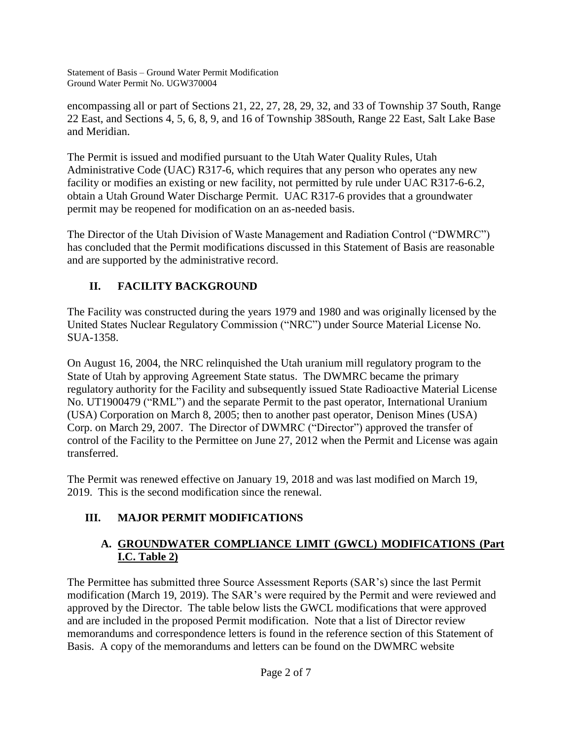encompassing all or part of Sections 21, 22, 27, 28, 29, 32, and 33 of Township 37 South, Range 22 East, and Sections 4, 5, 6, 8, 9, and 16 of Township 38South, Range 22 East, Salt Lake Base and Meridian.

The Permit is issued and modified pursuant to the Utah Water Quality Rules, Utah Administrative Code (UAC) R317-6, which requires that any person who operates any new facility or modifies an existing or new facility, not permitted by rule under UAC R317-6-6.2, obtain a Utah Ground Water Discharge Permit. UAC R317-6 provides that a groundwater permit may be reopened for modification on an as-needed basis.

The Director of the Utah Division of Waste Management and Radiation Control ("DWMRC") has concluded that the Permit modifications discussed in this Statement of Basis are reasonable and are supported by the administrative record.

## II. FACILITY BACKGROUND

The Facility was constructed during the years 1979 and 1980 and was originally licensed by the United States Nuclear Regulatory Commission ("NRC") under Source Material License No. SUA-1358.

On August 16, 2004, the NRC relinquished the Utah uranium mill regulatory program to the State of Utah by approving Agreement State status. The DWMRC became the primary regulatory authority for the Facility and subsequently issued State Radioactive Material License No. UT1900479 ("RML") and the separate Permit to the past operator, International Uranium (USA) Corporation on March 8, 2005; then to another past operator, Denison Mines (USA) Corp. on March 29, 2007. The Director of DWMRC ("Director") approved the transfer of control of the Facility to the Permittee on June 27, 2012 when the Permit and License was again transferred.

The Permit was renewed effective on January 19, 2018 and was last modified on March 19, 2019. This is the second modification since the renewal.

## III. MAJOR PERMIT MODIFICATIONS

### A. GROUNDWATER COMPLIANCE LIMIT (GWCL) MODIFICATIONS (Part I.C. Table 2)

The Permittee has submitted three Source Assessment Reports (SAR's) since the last Permit modification (March 19, 2019). The SAR's were required by the Permit and were reviewed and approved by the Director. The table below lists the GWCL modifications that were approved and are included in the proposed Permit modification. Note that a list of Director review memorandums and correspondence letters is found in the reference section of this Statement of Basis. A copy of the memorandums and letters can be found on the DWMRC website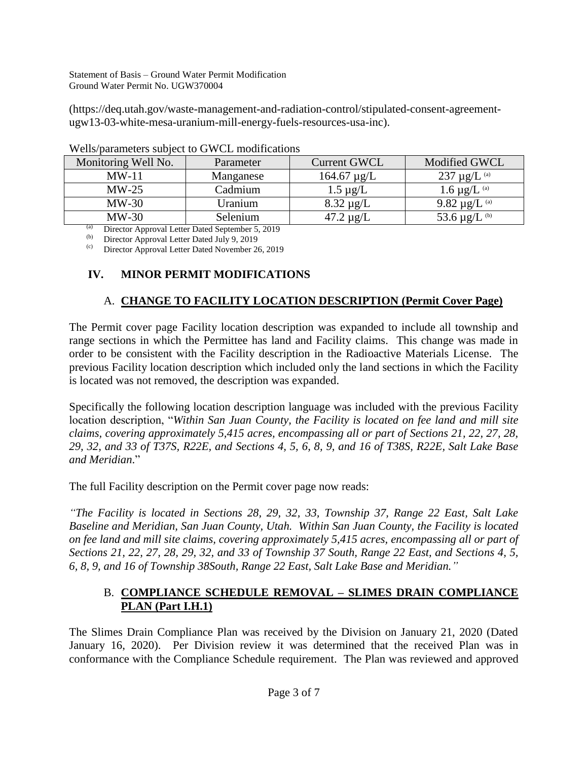(https://deq.utah.gov/waste-management-and-radiation-control/stipulated-consent-agreement-ugw13-03-white-mesa-uranium-mill-energy-fuels-resources-usa-inc).

Wells/parameters subject to GWCL modifications

| Monitoring Well No. | Parameter | Current GWCL | Modified GWCL |
|---|---|---|---|
| MW-11 | Manganese | 164.67 µg/L | 237 µg/L [a] |
| MW-25 | Cadmium | 1.5 µg/L | 1.6 µg/L [a] |
| MW-30 | Uranium | 8.32 µg/L | 9.82 µg/L [a] |
| MW-30 | Selenium | 47.2 µg/L | 53.6 µg/L [b] |

[a] Director Approval Letter Dated September 5, 2019
[b] Director Approval Letter Dated July 9, 2019
[c] Director Approval Letter Dated November 26, 2019

## IV. MINOR PERMIT MODIFICATIONS

### A. CHANGE TO FACILITY LOCATION DESCRIPTION (Permit Cover Page)

The Permit cover page Facility location description was expanded to include all township and range sections in which the Permittee has land and Facility claims. This change was made in order to be consistent with the Facility description in the Radioactive Materials License. The previous Facility location description which included only the land sections in which the Facility is located was not removed, the description was expanded.

Specifically the following location description language was included with the previous Facility location description, "*Within San Juan County, the Facility is located on fee land and mill site claims, covering approximately 5,415 acres, encompassing all or part of Sections 21, 22, 27, 28, 29, 32, and 33 of T37S, R22E, and Sections 4, 5, 6, 8, 9, and 16 of T38S, R22E, Salt Lake Base and Meridian.*"

The full Facility description on the Permit cover page now reads:

*"The Facility is located in Sections 28, 29, 32, 33, Township 37, Range 22 East, Salt Lake Baseline and Meridian, San Juan County, Utah. Within San Juan County, the Facility is located on fee land and mill site claims, covering approximately 5,415 acres, encompassing all or part of Sections 21, 22, 27, 28, 29, 32, and 33 of Township 37 South, Range 22 East, and Sections 4, 5, 6, 8, 9, and 16 of Township 38South, Range 22 East, Salt Lake Base and Meridian."*

### B. COMPLIANCE SCHEDULE REMOVAL – SLIMES DRAIN COMPLIANCE PLAN (Part I.H.1)

The Slimes Drain Compliance Plan was received by the Division on January 21, 2020 (Dated January 16, 2020). Per Division review it was determined that the received Plan was in conformance with the Compliance Schedule requirement. The Plan was reviewed and approved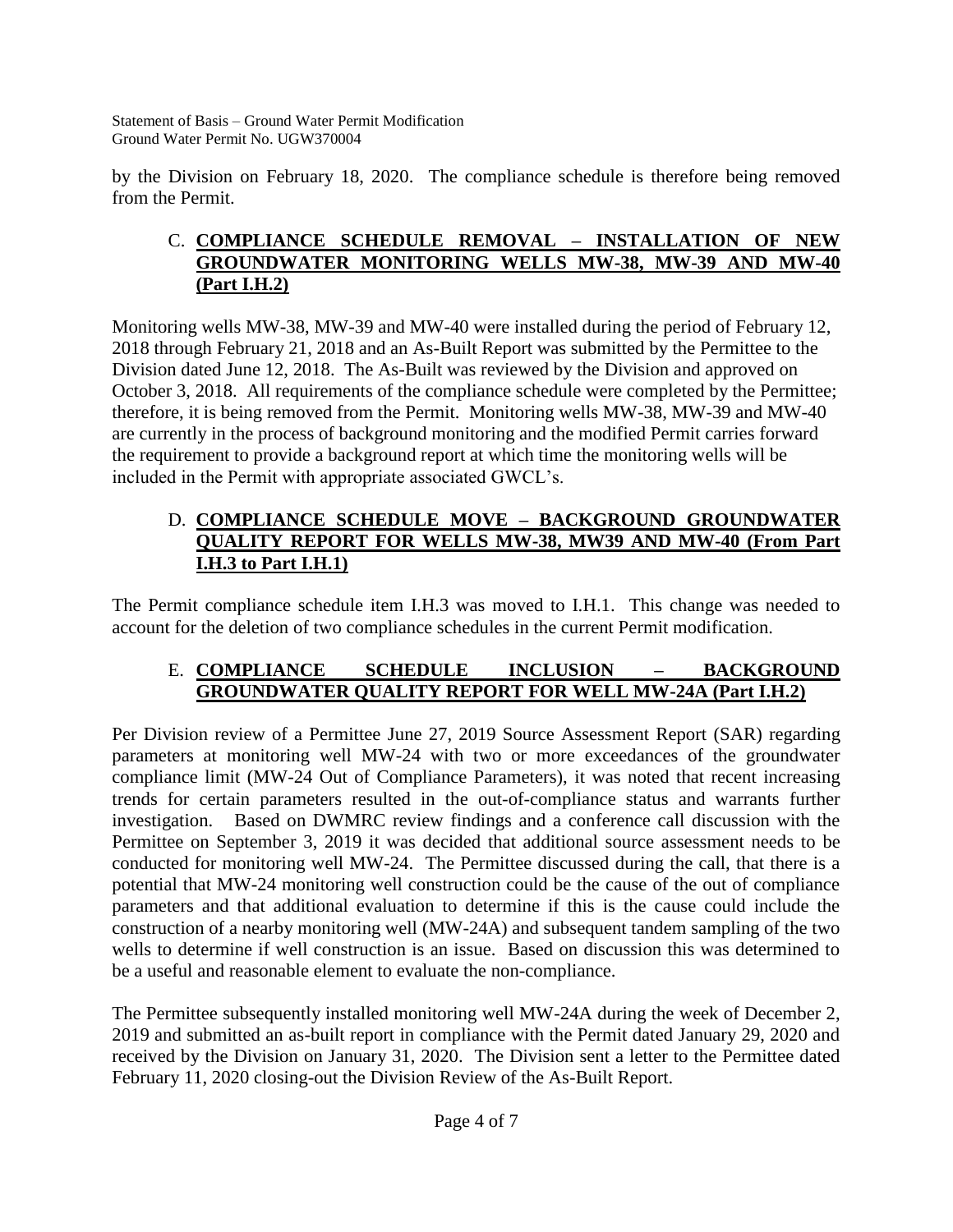by the Division on February 18, 2020. The compliance schedule is therefore being removed from the Permit.

### C. **COMPLIANCE SCHEDULE REMOVAL – INSTALLATION OF NEW GROUNDWATER MONITORING WELLS MW-38, MW-39 AND MW-40 (Part I.H.2)**

Monitoring wells MW-38, MW-39 and MW-40 were installed during the period of February 12, 2018 through February 21, 2018 and an As-Built Report was submitted by the Permittee to the Division dated June 12, 2018. The As-Built was reviewed by the Division and approved on October 3, 2018. All requirements of the compliance schedule were completed by the Permittee; therefore, it is being removed from the Permit. Monitoring wells MW-38, MW-39 and MW-40 are currently in the process of background monitoring and the modified Permit carries forward the requirement to provide a background report at which time the monitoring wells will be included in the Permit with appropriate associated GWCL's.

### D. **COMPLIANCE SCHEDULE MOVE – BACKGROUND GROUNDWATER QUALITY REPORT FOR WELLS MW-38, MW39 AND MW-40 (From Part I.H.3 to Part I.H.1)**

The Permit compliance schedule item I.H.3 was moved to I.H.1. This change was needed to account for the deletion of two compliance schedules in the current Permit modification.

### E. **COMPLIANCE SCHEDULE INCLUSION – BACKGROUND GROUNDWATER QUALITY REPORT FOR WELL MW-24A (Part I.H.2)**

Per Division review of a Permittee June 27, 2019 Source Assessment Report (SAR) regarding parameters at monitoring well MW-24 with two or more exceedances of the groundwater compliance limit (MW-24 Out of Compliance Parameters), it was noted that recent increasing trends for certain parameters resulted in the out-of-compliance status and warrants further investigation. Based on DWMRC review findings and a conference call discussion with the Permittee on September 3, 2019 it was decided that additional source assessment needs to be conducted for monitoring well MW-24. The Permittee discussed during the call, that there is a potential that MW-24 monitoring well construction could be the cause of the out of compliance parameters and that additional evaluation to determine if this is the cause could include the construction of a nearby monitoring well (MW-24A) and subsequent tandem sampling of the two wells to determine if well construction is an issue. Based on discussion this was determined to be a useful and reasonable element to evaluate the non-compliance.

The Permittee subsequently installed monitoring well MW-24A during the week of December 2, 2019 and submitted an as-built report in compliance with the Permit dated January 29, 2020 and received by the Division on January 31, 2020. The Division sent a letter to the Permittee dated February 11, 2020 closing-out the Division Review of the As-Built Report.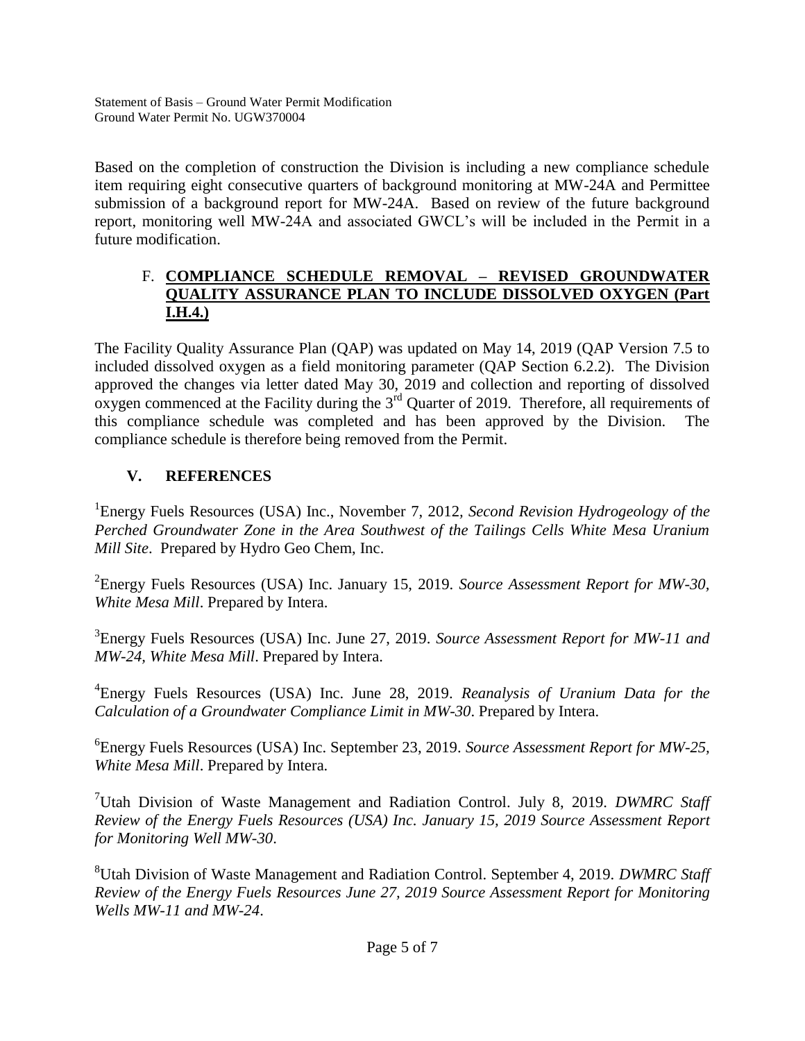Based on the completion of construction the Division is including a new compliance schedule item requiring eight consecutive quarters of background monitoring at MW-24A and Permittee submission of a background report for MW-24A. Based on review of the future background report, monitoring well MW-24A and associated GWCL's will be included in the Permit in a future modification.

### F. COMPLIANCE SCHEDULE REMOVAL – REVISED GROUNDWATER QUALITY ASSURANCE PLAN TO INCLUDE DISSOLVED OXYGEN (Part I.H.4.)

The Facility Quality Assurance Plan (QAP) was updated on May 14, 2019 (QAP Version 7.5 to included dissolved oxygen as a field monitoring parameter (QAP Section 6.2.2). The Division approved the changes via letter dated May 30, 2019 and collection and reporting of dissolved oxygen commenced at the Facility during the 3rd Quarter of 2019. Therefore, all requirements of this compliance schedule was completed and has been approved by the Division. The compliance schedule is therefore being removed from the Permit.

## V. REFERENCES

[1]Energy Fuels Resources (USA) Inc., November 7, 2012, *Second Revision Hydrogeology of the Perched Groundwater Zone in the Area Southwest of the Tailings Cells White Mesa Uranium Mill Site*. Prepared by Hydro Geo Chem, Inc.

[2]Energy Fuels Resources (USA) Inc. January 15, 2019. *Source Assessment Report for MW-30, White Mesa Mill*. Prepared by Intera.

[3]Energy Fuels Resources (USA) Inc. June 27, 2019. *Source Assessment Report for MW-11 and MW-24, White Mesa Mill*. Prepared by Intera.

[4]Energy Fuels Resources (USA) Inc. June 28, 2019. *Reanalysis of Uranium Data for the Calculation of a Groundwater Compliance Limit in MW-30*. Prepared by Intera.

[6]Energy Fuels Resources (USA) Inc. September 23, 2019. *Source Assessment Report for MW-25, White Mesa Mill*. Prepared by Intera.

[7]Utah Division of Waste Management and Radiation Control. July 8, 2019. *DWMRC Staff Review of the Energy Fuels Resources (USA) Inc. January 15, 2019 Source Assessment Report for Monitoring Well MW-30*.

[8]Utah Division of Waste Management and Radiation Control. September 4, 2019. *DWMRC Staff Review of the Energy Fuels Resources June 27, 2019 Source Assessment Report for Monitoring Wells MW-11 and MW-24*.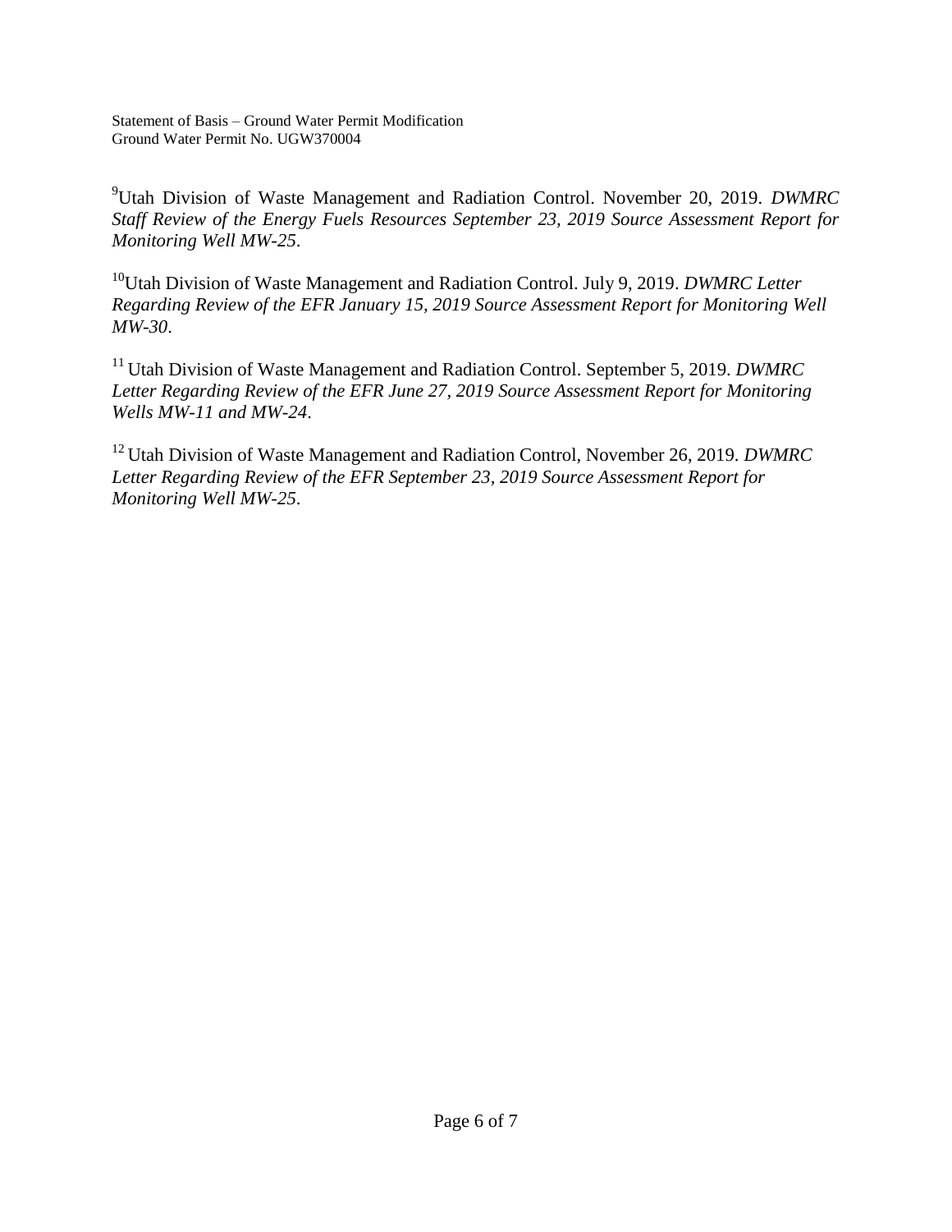[9]Utah Division of Waste Management and Radiation Control. November 20, 2019. *DWMRC Staff Review of the Energy Fuels Resources September 23, 2019 Source Assessment Report for Monitoring Well MW-25*.

[10]Utah Division of Waste Management and Radiation Control. July 9, 2019. *DWMRC Letter Regarding Review of the EFR January 15, 2019 Source Assessment Report for Monitoring Well MW-30*.

[11] Utah Division of Waste Management and Radiation Control. September 5, 2019. *DWMRC Letter Regarding Review of the EFR June 27, 2019 Source Assessment Report for Monitoring Wells MW-11 and MW-24*.

[12] Utah Division of Waste Management and Radiation Control, November 26, 2019. *DWMRC Letter Regarding Review of the EFR September 23, 2019 Source Assessment Report for Monitoring Well MW-25*.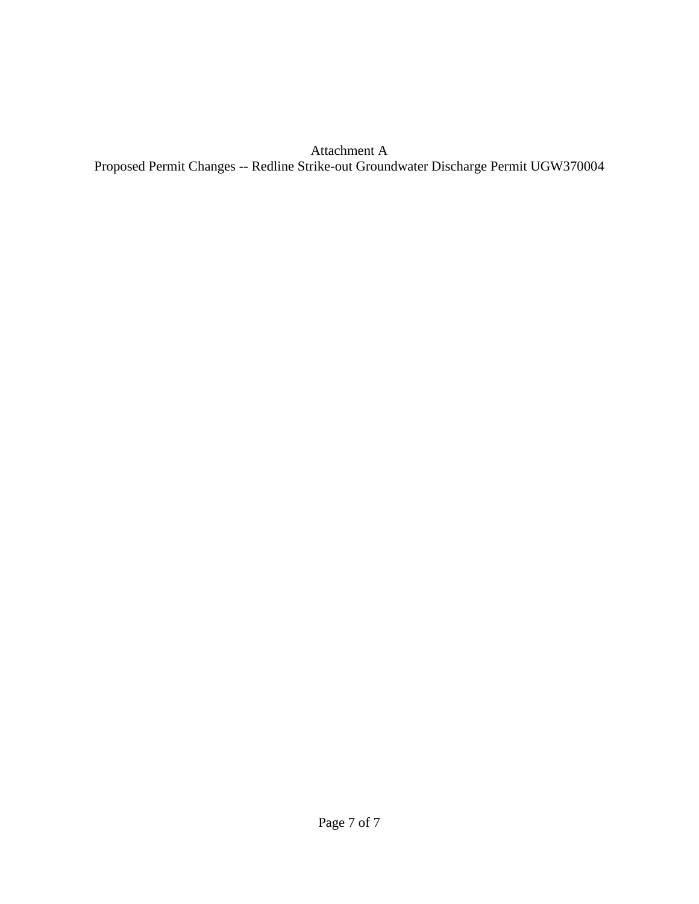Attachment A

Proposed Permit Changes -- Redline Strike-out Groundwater Discharge Permit UGW370004